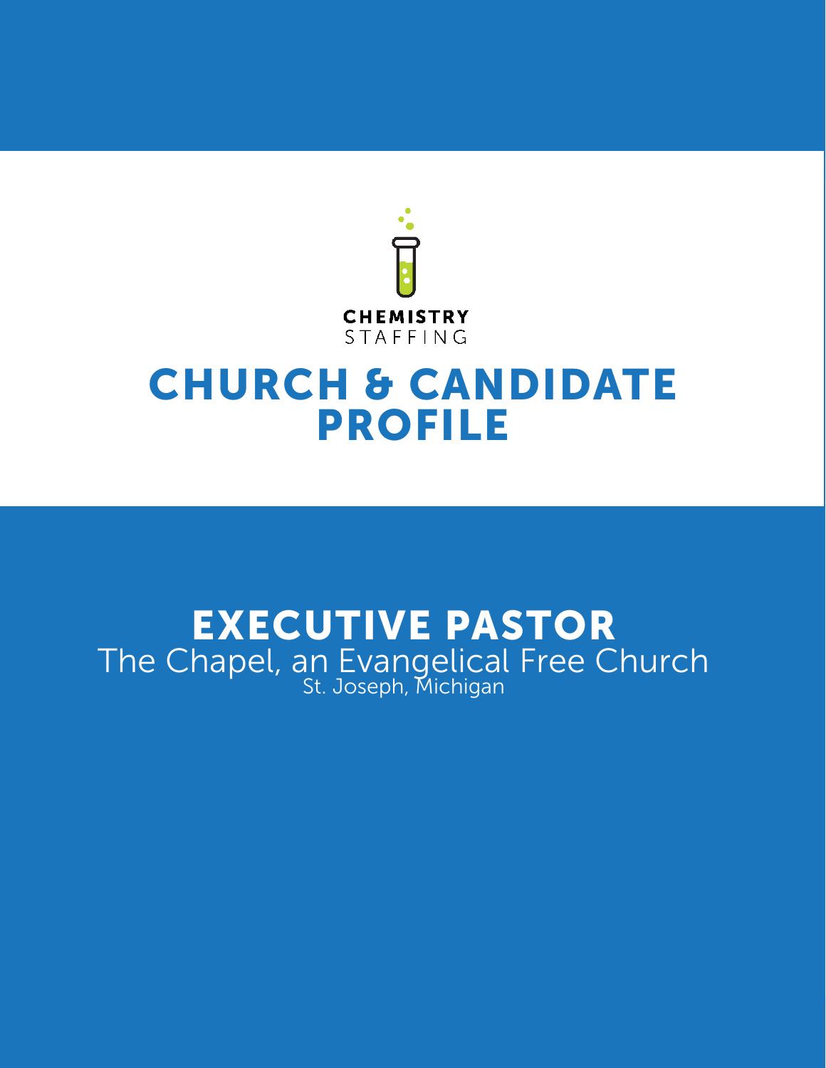CHEMISTRY
STAFFING

# CHURCH & CANDIDATE PROFILE

# EXECUTIVE PASTOR

The Chapel, an Evangelical Free Church

St. Joseph, Michigan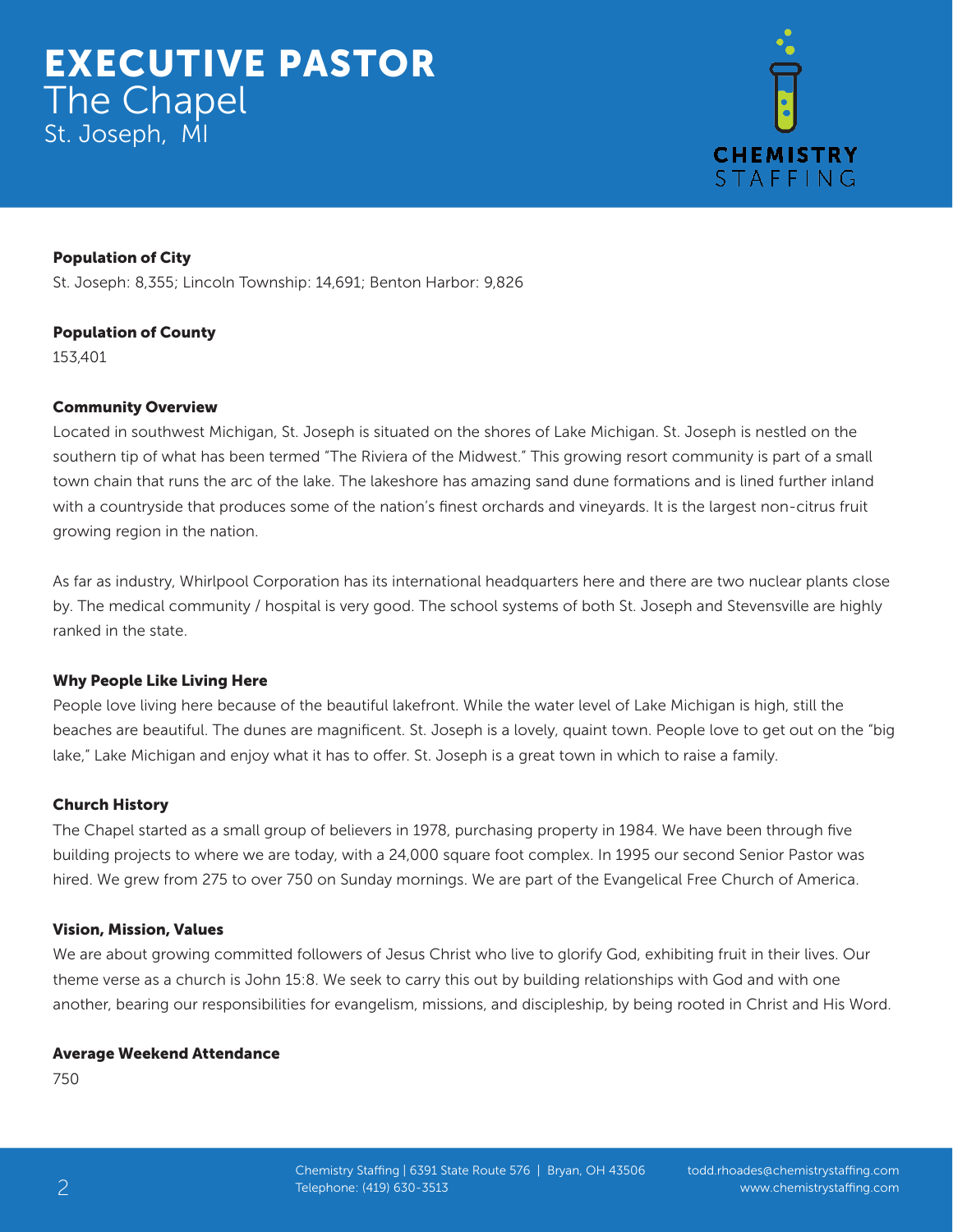# EXECUTIVE PASTOR
## The Chapel
St. Joseph, MI

CHEMISTRY STAFFING

**Population of City**

St. Joseph: 8,355; Lincoln Township: 14,691; Benton Harbor: 9,826

**Population of County**

153,401

**Community Overview**

Located in southwest Michigan, St. Joseph is situated on the shores of Lake Michigan. St. Joseph is nestled on the southern tip of what has been termed "The Riviera of the Midwest." This growing resort community is part of a small town chain that runs the arc of the lake. The lakeshore has amazing sand dune formations and is lined further inland with a countryside that produces some of the nation's finest orchards and vineyards. It is the largest non-citrus fruit growing region in the nation.

As far as industry, Whirlpool Corporation has its international headquarters here and there are two nuclear plants close by. The medical community / hospital is very good. The school systems of both St. Joseph and Stevensville are highly ranked in the state.

**Why People Like Living Here**

People love living here because of the beautiful lakefront. While the water level of Lake Michigan is high, still the beaches are beautiful. The dunes are magnificent. St. Joseph is a lovely, quaint town. People love to get out on the "big lake," Lake Michigan and enjoy what it has to offer. St. Joseph is a great town in which to raise a family.

**Church History**

The Chapel started as a small group of believers in 1978, purchasing property in 1984. We have been through five building projects to where we are today, with a 24,000 square foot complex. In 1995 our second Senior Pastor was hired. We grew from 275 to over 750 on Sunday mornings. We are part of the Evangelical Free Church of America.

**Vision, Mission, Values**

We are about growing committed followers of Jesus Christ who live to glorify God, exhibiting fruit in their lives. Our theme verse as a church is John 15:8. We seek to carry this out by building relationships with God and with one another, bearing our responsibilities for evangelism, missions, and discipleship, by being rooted in Christ and His Word.

**Average Weekend Attendance**

750

Chemistry Staffing | 6391 State Route 576 | Bryan, OH 43506
Telephone: (419) 630-3513
todd.rhoades@chemistrystaffing.com
www.chemistrystaffing.com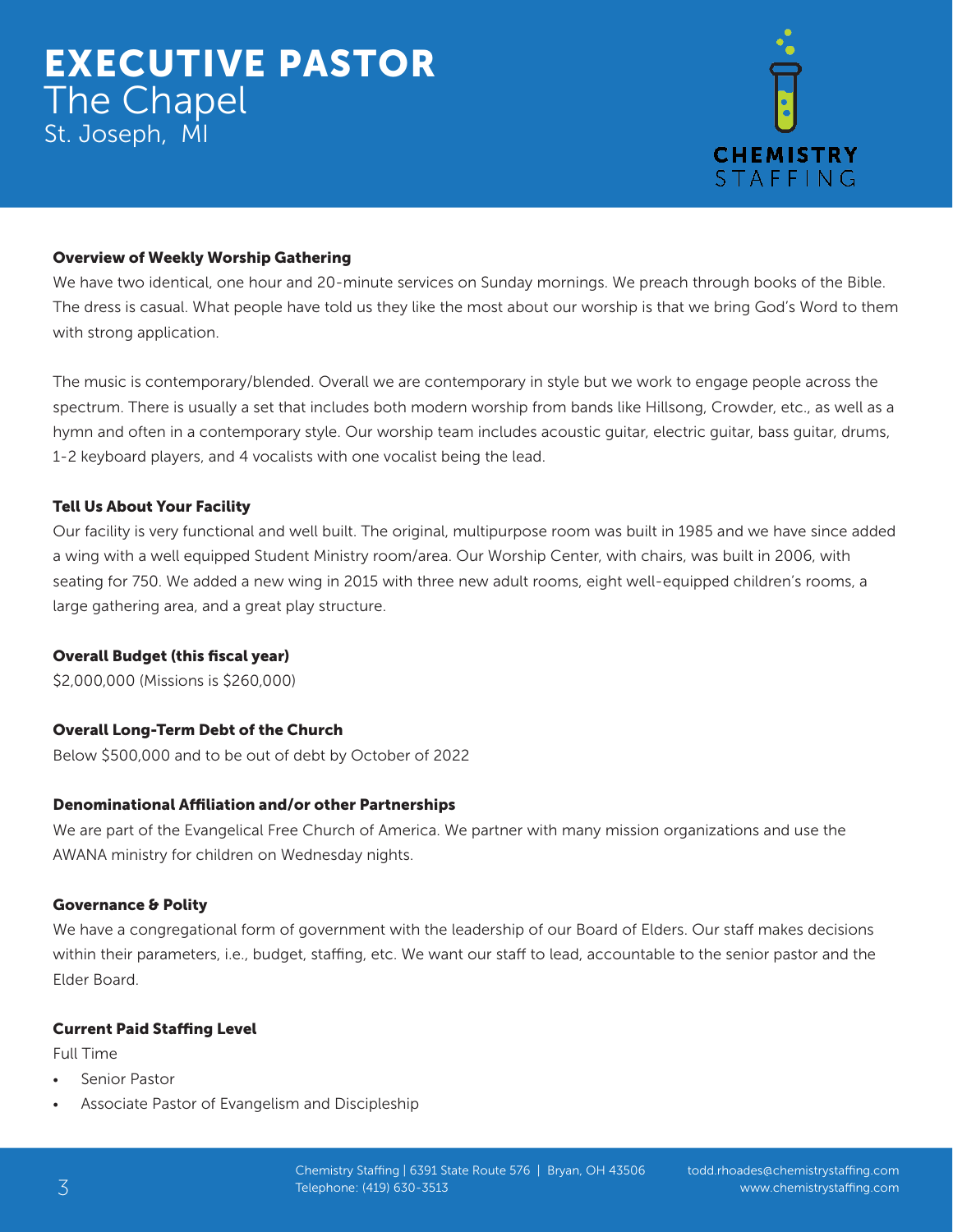# EXECUTIVE PASTOR
## The Chapel
St. Joseph, MI

### Overview of Weekly Worship Gathering

We have two identical, one hour and 20-minute services on Sunday mornings. We preach through books of the Bible. The dress is casual. What people have told us they like the most about our worship is that we bring God's Word to them with strong application.

The music is contemporary/blended. Overall we are contemporary in style but we work to engage people across the spectrum. There is usually a set that includes both modern worship from bands like Hillsong, Crowder, etc., as well as a hymn and often in a contemporary style. Our worship team includes acoustic guitar, electric guitar, bass guitar, drums, 1-2 keyboard players, and 4 vocalists with one vocalist being the lead.

### Tell Us About Your Facility

Our facility is very functional and well built. The original, multipurpose room was built in 1985 and we have since added a wing with a well equipped Student Ministry room/area. Our Worship Center, with chairs, was built in 2006, with seating for 750. We added a new wing in 2015 with three new adult rooms, eight well-equipped children's rooms, a large gathering area, and a great play structure.

### Overall Budget (this fiscal year)

$2,000,000 (Missions is $260,000)

### Overall Long-Term Debt of the Church

Below $500,000 and to be out of debt by October of 2022

### Denominational Affiliation and/or other Partnerships

We are part of the Evangelical Free Church of America. We partner with many mission organizations and use the AWANA ministry for children on Wednesday nights.

### Governance & Polity

We have a congregational form of government with the leadership of our Board of Elders. Our staff makes decisions within their parameters, i.e., budget, staffing, etc. We want our staff to lead, accountable to the senior pastor and the Elder Board.

### Current Paid Staffing Level

Full Time

- Senior Pastor
- Associate Pastor of Evangelism and Discipleship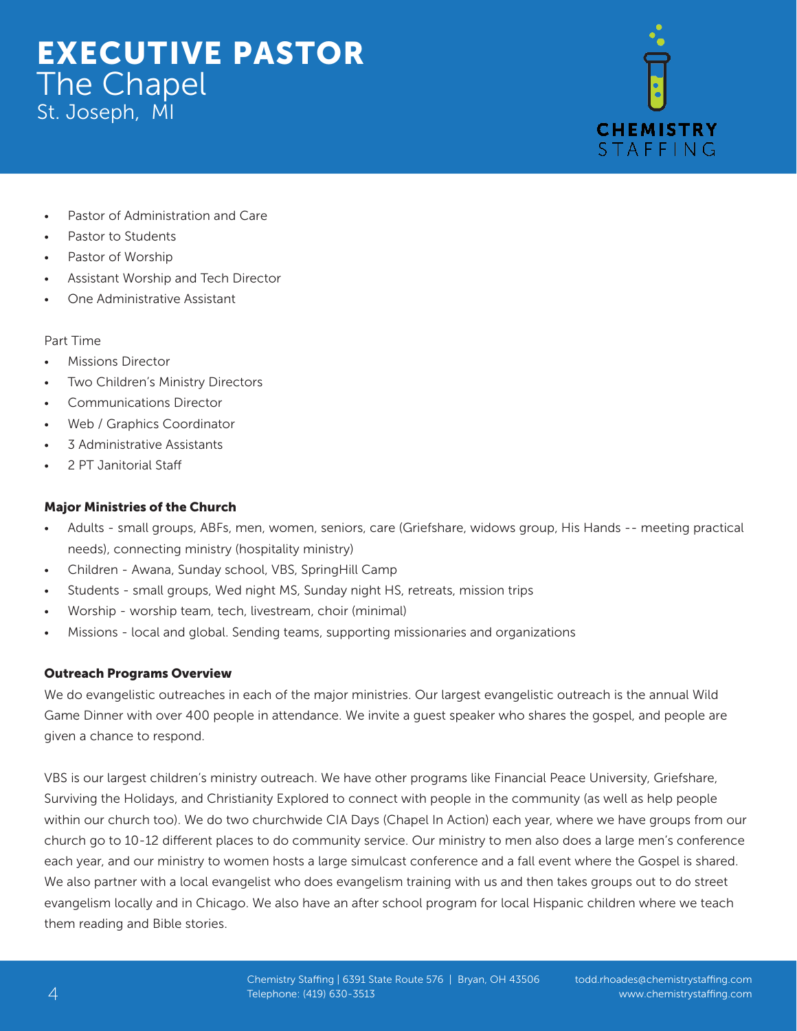- Pastor of Administration and Care
- Pastor to Students
- Pastor of Worship
- Assistant Worship and Tech Director
- One Administrative Assistant

Part Time

- Missions Director
- Two Children's Ministry Directors
- Communications Director
- Web / Graphics Coordinator
- 3 Administrative Assistants
- 2 PT Janitorial Staff

**Major Ministries of the Church**

- Adults - small groups, ABFs, men, women, seniors, care (Griefshare, widows group, His Hands -- meeting practical needs), connecting ministry (hospitality ministry)
- Children - Awana, Sunday school, VBS, SpringHill Camp
- Students - small groups, Wed night MS, Sunday night HS, retreats, mission trips
- Worship - worship team, tech, livestream, choir (minimal)
- Missions - local and global. Sending teams, supporting missionaries and organizations

**Outreach Programs Overview**

We do evangelistic outreaches in each of the major ministries. Our largest evangelistic outreach is the annual Wild Game Dinner with over 400 people in attendance. We invite a guest speaker who shares the gospel, and people are given a chance to respond.

VBS is our largest children's ministry outreach. We have other programs like Financial Peace University, Griefshare, Surviving the Holidays, and Christianity Explored to connect with people in the community (as well as help people within our church too). We do two churchwide CIA Days (Chapel In Action) each year, where we have groups from our church go to 10-12 different places to do community service. Our ministry to men also does a large men's conference each year, and our ministry to women hosts a large simulcast conference and a fall event where the Gospel is shared. We also partner with a local evangelist who does evangelism training with us and then takes groups out to do street evangelism locally and in Chicago. We also have an after school program for local Hispanic children where we teach them reading and Bible stories.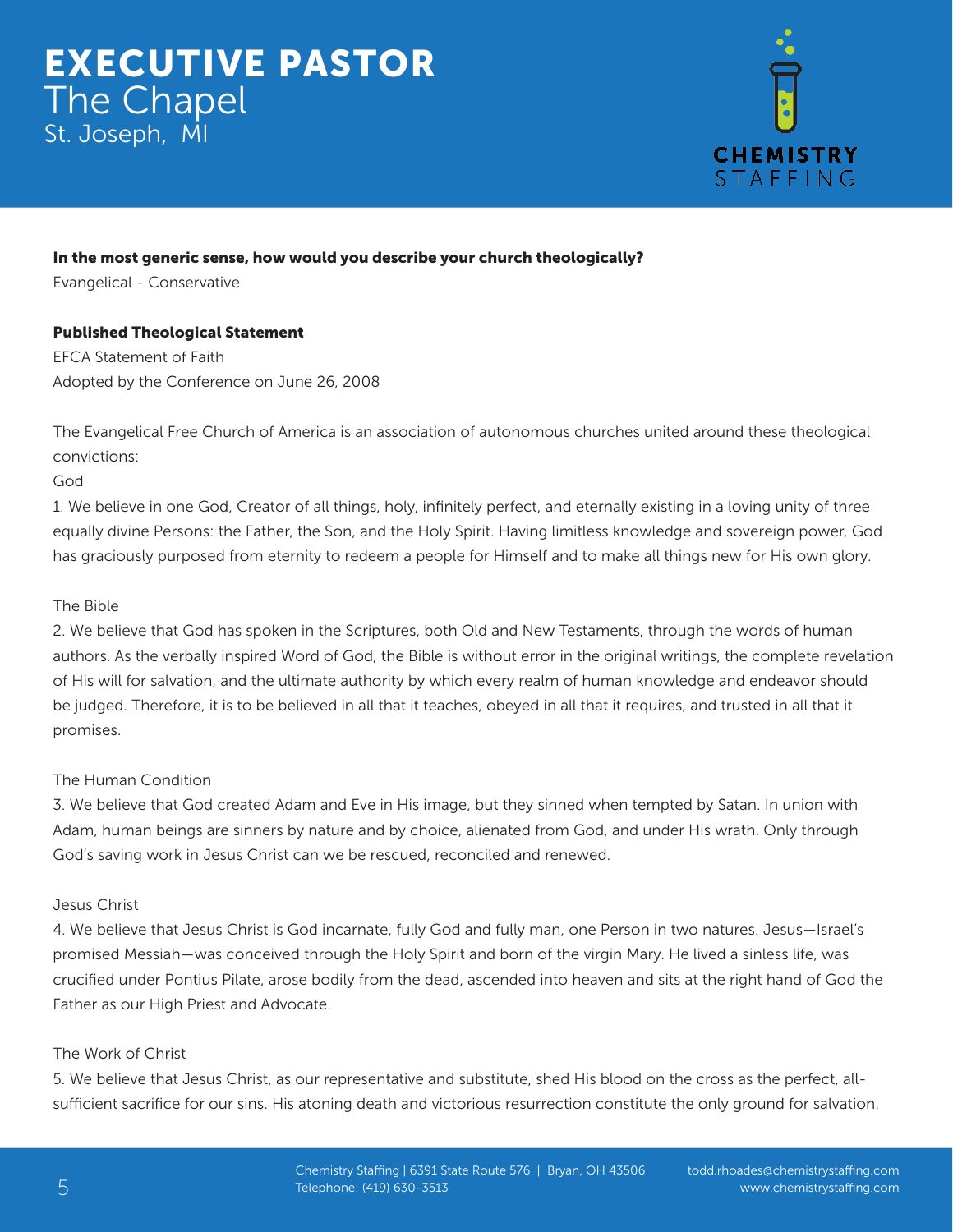**In the most generic sense, how would you describe your church theologically?**

Evangelical - Conservative

**Published Theological Statement**

EFCA Statement of Faith

Adopted by the Conference on June 26, 2008

The Evangelical Free Church of America is an association of autonomous churches united around these theological convictions:

God

1. We believe in one God, Creator of all things, holy, infinitely perfect, and eternally existing in a loving unity of three equally divine Persons: the Father, the Son, and the Holy Spirit. Having limitless knowledge and sovereign power, God has graciously purposed from eternity to redeem a people for Himself and to make all things new for His own glory.

The Bible

2. We believe that God has spoken in the Scriptures, both Old and New Testaments, through the words of human authors. As the verbally inspired Word of God, the Bible is without error in the original writings, the complete revelation of His will for salvation, and the ultimate authority by which every realm of human knowledge and endeavor should be judged. Therefore, it is to be believed in all that it teaches, obeyed in all that it requires, and trusted in all that it promises.

The Human Condition

3. We believe that God created Adam and Eve in His image, but they sinned when tempted by Satan. In union with Adam, human beings are sinners by nature and by choice, alienated from God, and under His wrath. Only through God's saving work in Jesus Christ can we be rescued, reconciled and renewed.

Jesus Christ

4. We believe that Jesus Christ is God incarnate, fully God and fully man, one Person in two natures. Jesus—Israel's promised Messiah—was conceived through the Holy Spirit and born of the virgin Mary. He lived a sinless life, was crucified under Pontius Pilate, arose bodily from the dead, ascended into heaven and sits at the right hand of God the Father as our High Priest and Advocate.

The Work of Christ

5. We believe that Jesus Christ, as our representative and substitute, shed His blood on the cross as the perfect, all-sufficient sacrifice for our sins. His atoning death and victorious resurrection constitute the only ground for salvation.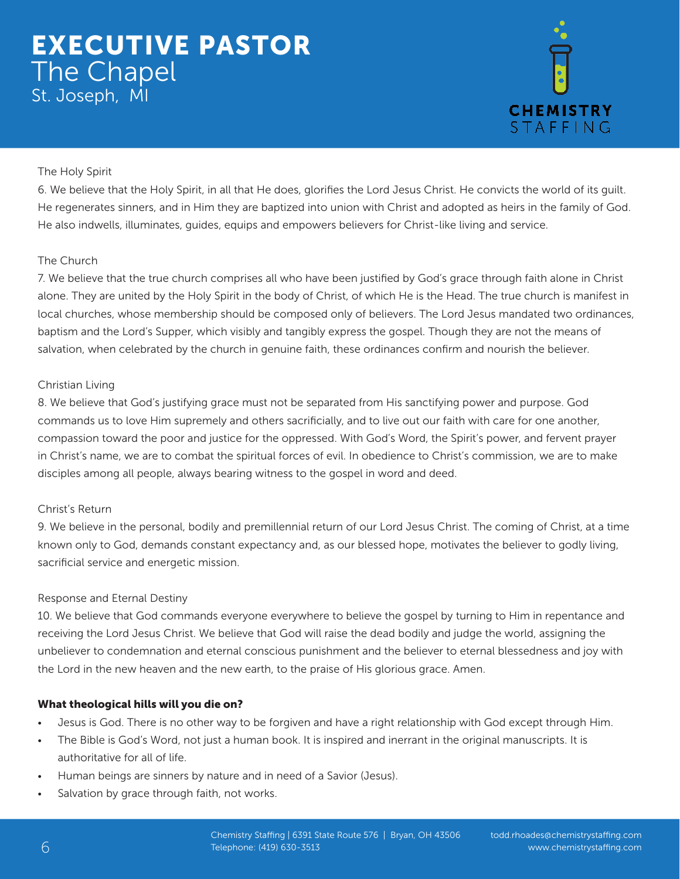The Holy Spirit

6. We believe that the Holy Spirit, in all that He does, glorifies the Lord Jesus Christ. He convicts the world of its guilt. He regenerates sinners, and in Him they are baptized into union with Christ and adopted as heirs in the family of God. He also indwells, illuminates, guides, equips and empowers believers for Christ-like living and service.

The Church

7. We believe that the true church comprises all who have been justified by God's grace through faith alone in Christ alone. They are united by the Holy Spirit in the body of Christ, of which He is the Head. The true church is manifest in local churches, whose membership should be composed only of believers. The Lord Jesus mandated two ordinances, baptism and the Lord's Supper, which visibly and tangibly express the gospel. Though they are not the means of salvation, when celebrated by the church in genuine faith, these ordinances confirm and nourish the believer.

Christian Living

8. We believe that God's justifying grace must not be separated from His sanctifying power and purpose. God commands us to love Him supremely and others sacrificially, and to live out our faith with care for one another, compassion toward the poor and justice for the oppressed. With God's Word, the Spirit's power, and fervent prayer in Christ's name, we are to combat the spiritual forces of evil. In obedience to Christ's commission, we are to make disciples among all people, always bearing witness to the gospel in word and deed.

Christ's Return

9. We believe in the personal, bodily and premillennial return of our Lord Jesus Christ. The coming of Christ, at a time known only to God, demands constant expectancy and, as our blessed hope, motivates the believer to godly living, sacrificial service and energetic mission.

Response and Eternal Destiny

10. We believe that God commands everyone everywhere to believe the gospel by turning to Him in repentance and receiving the Lord Jesus Christ. We believe that God will raise the dead bodily and judge the world, assigning the unbeliever to condemnation and eternal conscious punishment and the believer to eternal blessedness and joy with the Lord in the new heaven and the new earth, to the praise of His glorious grace. Amen.

**What theological hills will you die on?**

- Jesus is God. There is no other way to be forgiven and have a right relationship with God except through Him.
- The Bible is God's Word, not just a human book. It is inspired and inerrant in the original manuscripts. It is authoritative for all of life.
- Human beings are sinners by nature and in need of a Savior (Jesus).
- Salvation by grace through faith, not works.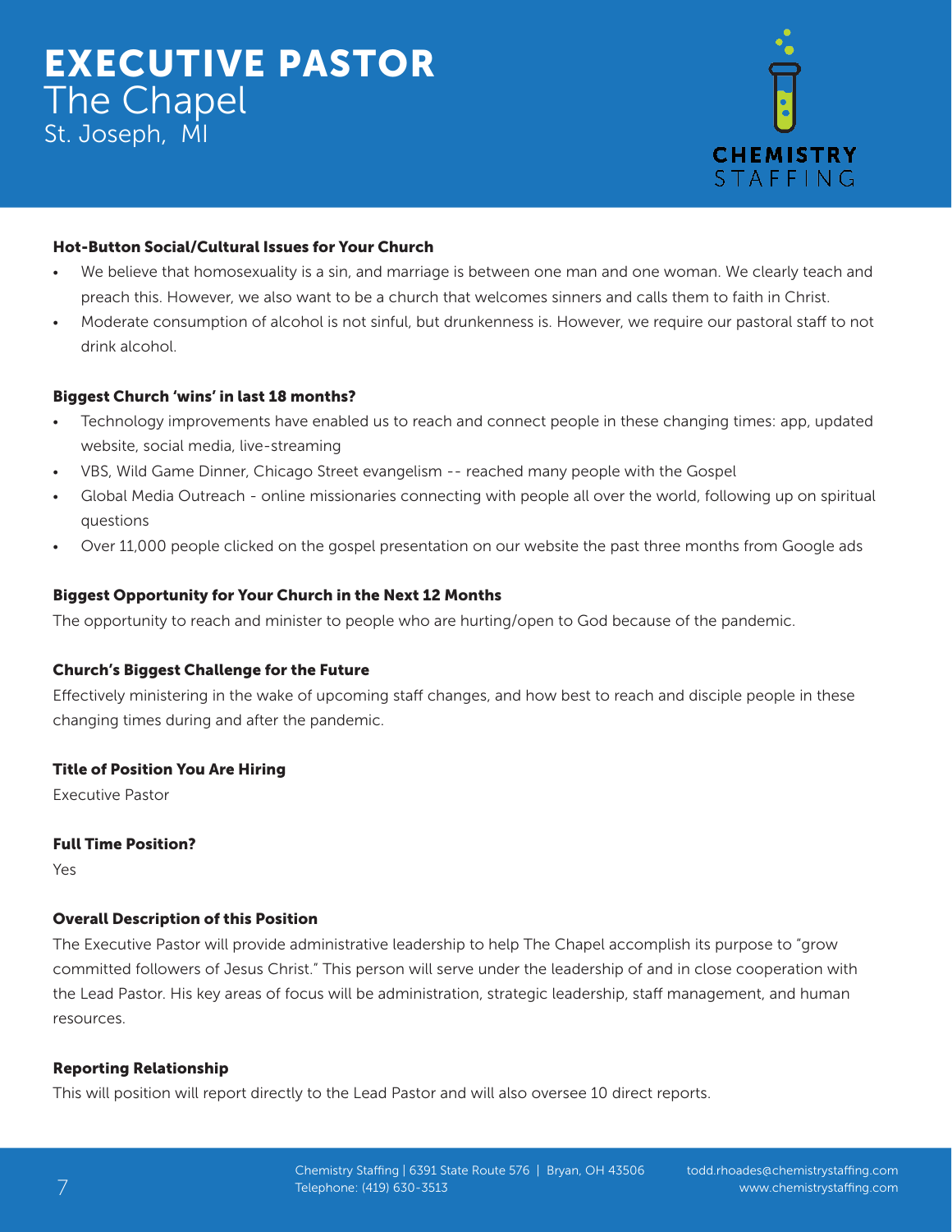# EXECUTIVE PASTOR

## The Chapel

St. Joseph, MI

CHEMISTRY STAFFING

### Hot-Button Social/Cultural Issues for Your Church

- We believe that homosexuality is a sin, and marriage is between one man and one woman. We clearly teach and preach this. However, we also want to be a church that welcomes sinners and calls them to faith in Christ.
- Moderate consumption of alcohol is not sinful, but drunkenness is. However, we require our pastoral staff to not drink alcohol.

### Biggest Church 'wins' in last 18 months?

- Technology improvements have enabled us to reach and connect people in these changing times: app, updated website, social media, live-streaming
- VBS, Wild Game Dinner, Chicago Street evangelism -- reached many people with the Gospel
- Global Media Outreach - online missionaries connecting with people all over the world, following up on spiritual questions
- Over 11,000 people clicked on the gospel presentation on our website the past three months from Google ads

### Biggest Opportunity for Your Church in the Next 12 Months

The opportunity to reach and minister to people who are hurting/open to God because of the pandemic.

### Church's Biggest Challenge for the Future

Effectively ministering in the wake of upcoming staff changes, and how best to reach and disciple people in these changing times during and after the pandemic.

### Title of Position You Are Hiring

Executive Pastor

### Full Time Position?

Yes

### Overall Description of this Position

The Executive Pastor will provide administrative leadership to help The Chapel accomplish its purpose to "grow committed followers of Jesus Christ." This person will serve under the leadership of and in close cooperation with the Lead Pastor. His key areas of focus will be administration, strategic leadership, staff management, and human resources.

### Reporting Relationship

This will position will report directly to the Lead Pastor and will also oversee 10 direct reports.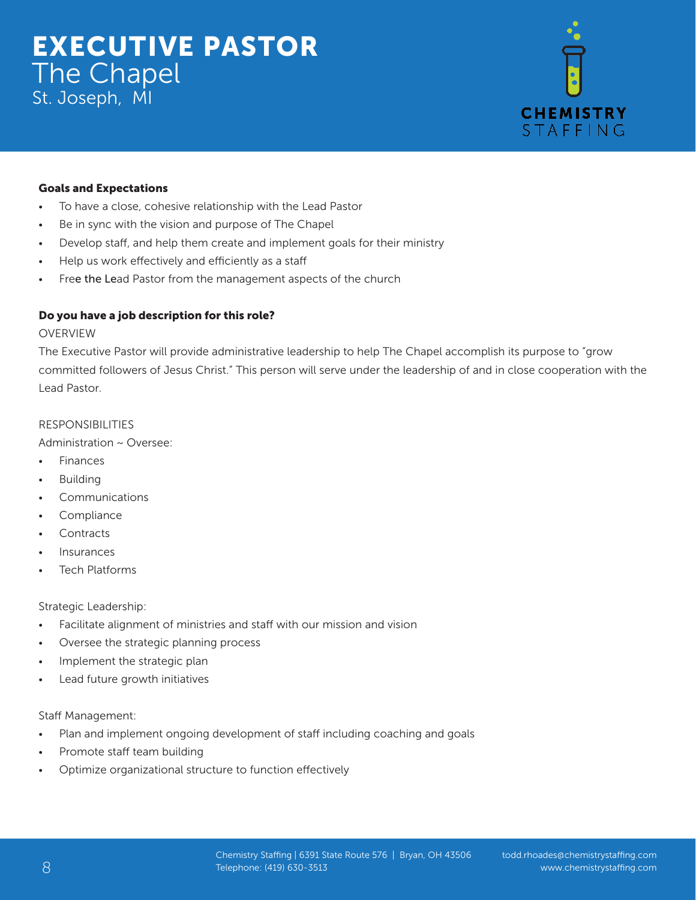# EXECUTIVE PASTOR

## The Chapel

St. Joseph, MI

**Goals and Expectations**

- To have a close, cohesive relationship with the Lead Pastor
- Be in sync with the vision and purpose of The Chapel
- Develop staff, and help them create and implement goals for their ministry
- Help us work effectively and efficiently as a staff
- Free the Lead Pastor from the management aspects of the church

**Do you have a job description for this role?**

OVERVIEW

The Executive Pastor will provide administrative leadership to help The Chapel accomplish its purpose to "grow committed followers of Jesus Christ." This person will serve under the leadership of and in close cooperation with the Lead Pastor.

RESPONSIBILITIES

Administration ~ Oversee:

- Finances
- Building
- Communications
- Compliance
- Contracts
- Insurances
- Tech Platforms

Strategic Leadership:

- Facilitate alignment of ministries and staff with our mission and vision
- Oversee the strategic planning process
- Implement the strategic plan
- Lead future growth initiatives

Staff Management:

- Plan and implement ongoing development of staff including coaching and goals
- Promote staff team building
- Optimize organizational structure to function effectively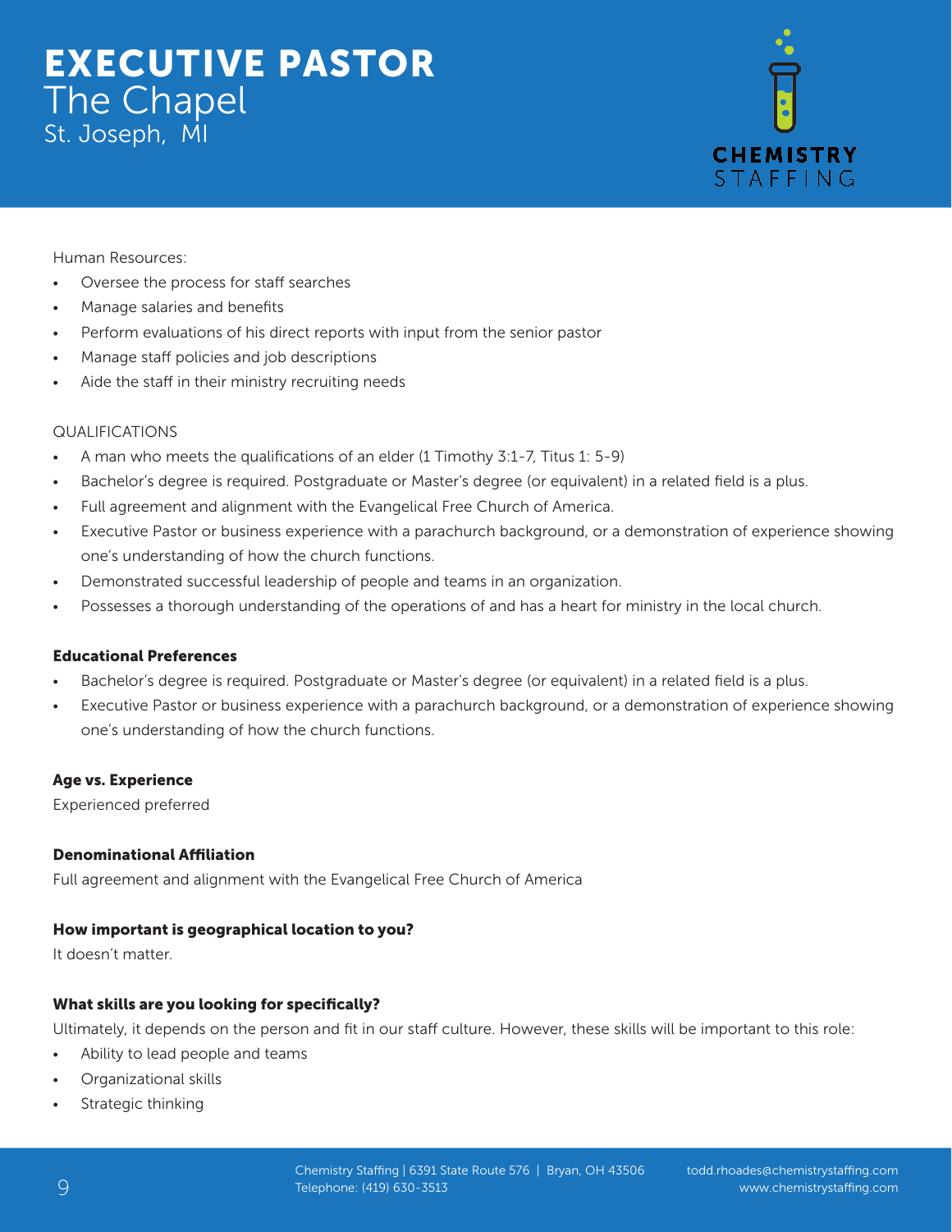# EXECUTIVE PASTOR
## The Chapel
St. Joseph, MI

Human Resources:

- Oversee the process for staff searches
- Manage salaries and benefits
- Perform evaluations of his direct reports with input from the senior pastor
- Manage staff policies and job descriptions
- Aide the staff in their ministry recruiting needs

QUALIFICATIONS

- A man who meets the qualifications of an elder (1 Timothy 3:1-7, Titus 1: 5-9)
- Bachelor's degree is required. Postgraduate or Master's degree (or equivalent) in a related field is a plus.
- Full agreement and alignment with the Evangelical Free Church of America.
- Executive Pastor or business experience with a parachurch background, or a demonstration of experience showing one's understanding of how the church functions.
- Demonstrated successful leadership of people and teams in an organization.
- Possesses a thorough understanding of the operations of and has a heart for ministry in the local church.

**Educational Preferences**

- Bachelor's degree is required. Postgraduate or Master's degree (or equivalent) in a related field is a plus.
- Executive Pastor or business experience with a parachurch background, or a demonstration of experience showing one's understanding of how the church functions.

**Age vs. Experience**

Experienced preferred

**Denominational Affiliation**

Full agreement and alignment with the Evangelical Free Church of America

**How important is geographical location to you?**

It doesn't matter.

**What skills are you looking for specifically?**

Ultimately, it depends on the person and fit in our staff culture. However, these skills will be important to this role:

- Ability to lead people and teams
- Organizational skills
- Strategic thinking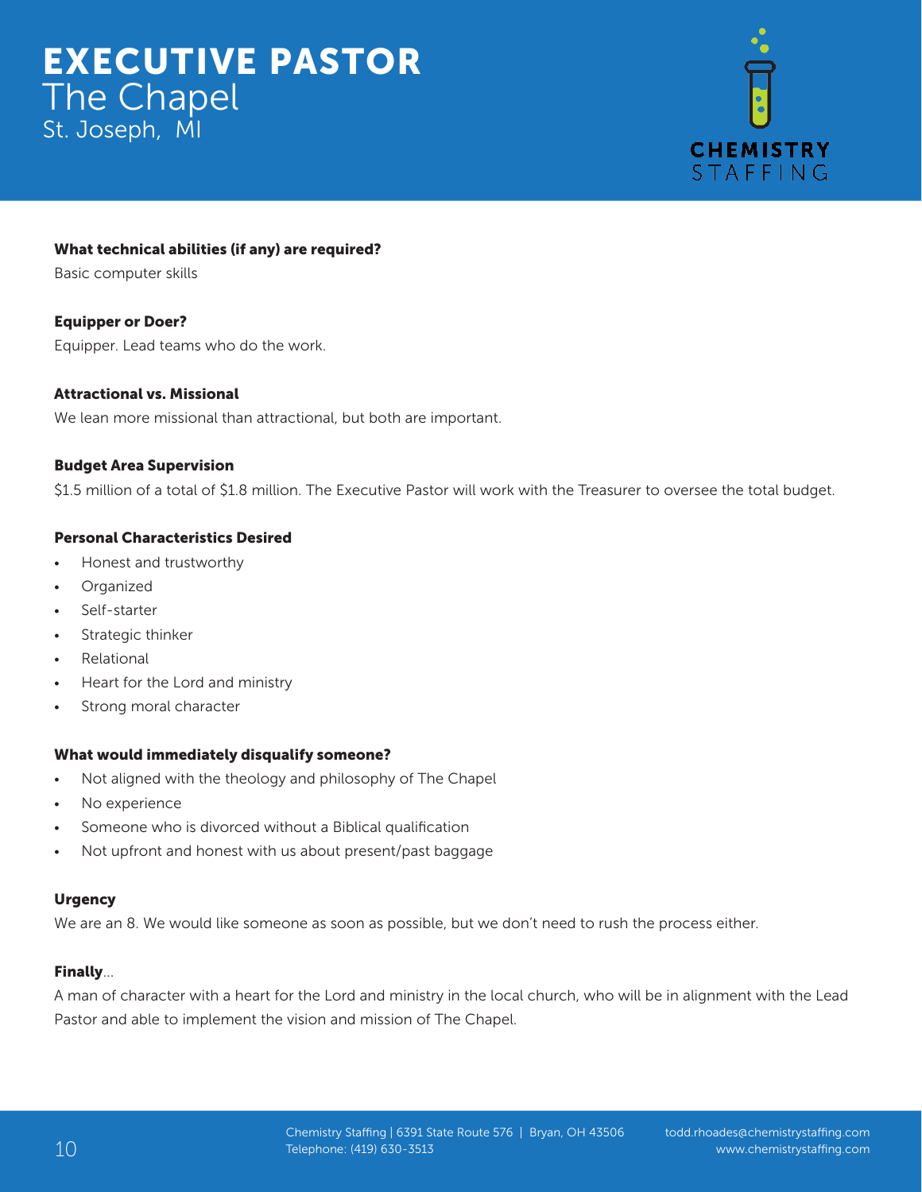# EXECUTIVE PASTOR
## The Chapel
### St. Joseph, MI

**What technical abilities (if any) are required?**

Basic computer skills

**Equipper or Doer?**

Equipper. Lead teams who do the work.

**Attractional vs. Missional**

We lean more missional than attractional, but both are important.

**Budget Area Supervision**

$1.5 million of a total of $1.8 million. The Executive Pastor will work with the Treasurer to oversee the total budget.

**Personal Characteristics Desired**

- Honest and trustworthy
- Organized
- Self-starter
- Strategic thinker
- Relational
- Heart for the Lord and ministry
- Strong moral character

**What would immediately disqualify someone?**

- Not aligned with the theology and philosophy of The Chapel
- No experience
- Someone who is divorced without a Biblical qualification
- Not upfront and honest with us about present/past baggage

**Urgency**

We are an 8. We would like someone as soon as possible, but we don't need to rush the process either.

**Finally**...

A man of character with a heart for the Lord and ministry in the local church, who will be in alignment with the Lead Pastor and able to implement the vision and mission of The Chapel.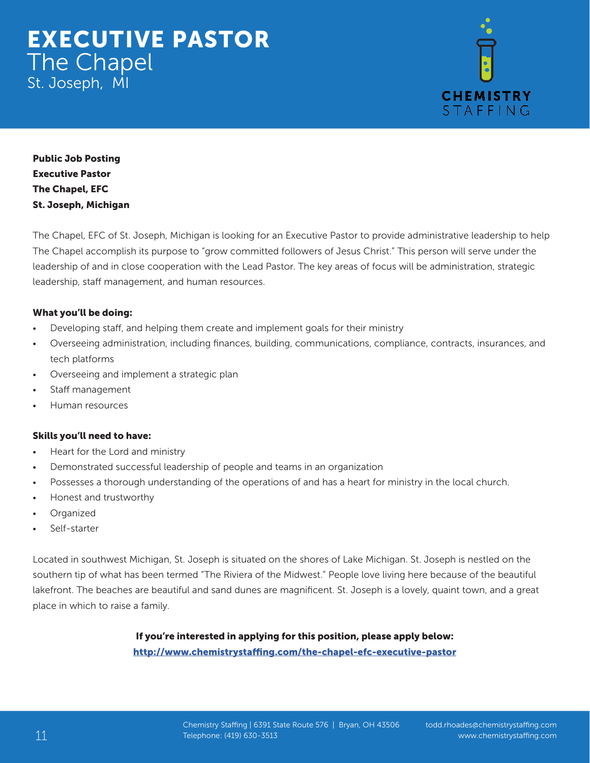# EXECUTIVE PASTOR
## The Chapel
### St. Joseph, MI

CHEMISTRY STAFFING

**Public Job Posting**
**Executive Pastor**
**The Chapel, EFC**
**St. Joseph, Michigan**

The Chapel, EFC of St. Joseph, Michigan is looking for an Executive Pastor to provide administrative leadership to help The Chapel accomplish its purpose to "grow committed followers of Jesus Christ." This person will serve under the leadership of and in close cooperation with the Lead Pastor. The key areas of focus will be administration, strategic leadership, staff management, and human resources.

**What you'll be doing:**

- Developing staff, and helping them create and implement goals for their ministry
- Overseeing administration, including finances, building, communications, compliance, contracts, insurances, and tech platforms
- Overseeing and implement a strategic plan
- Staff management
- Human resources

**Skills you'll need to have:**

- Heart for the Lord and ministry
- Demonstrated successful leadership of people and teams in an organization
- Possesses a thorough understanding of the operations of and has a heart for ministry in the local church.
- Honest and trustworthy
- Organized
- Self-starter

Located in southwest Michigan, St. Joseph is situated on the shores of Lake Michigan. St. Joseph is nestled on the southern tip of what has been termed "The Riviera of the Midwest." People love living here because of the beautiful lakefront. The beaches are beautiful and sand dunes are magnificent. St. Joseph is a lovely, quaint town, and a great place in which to raise a family.

**If you're interested in applying for this position, please apply below:**
**http://www.chemistrystaffing.com/the-chapel-efc-executive-pastor**

Chemistry Staffing | 6391 State Route 576 | Bryan, OH 43506
Telephone: (419) 630-3513
todd.rhoades@chemistrystaffing.com
www.chemistrystaffing.com